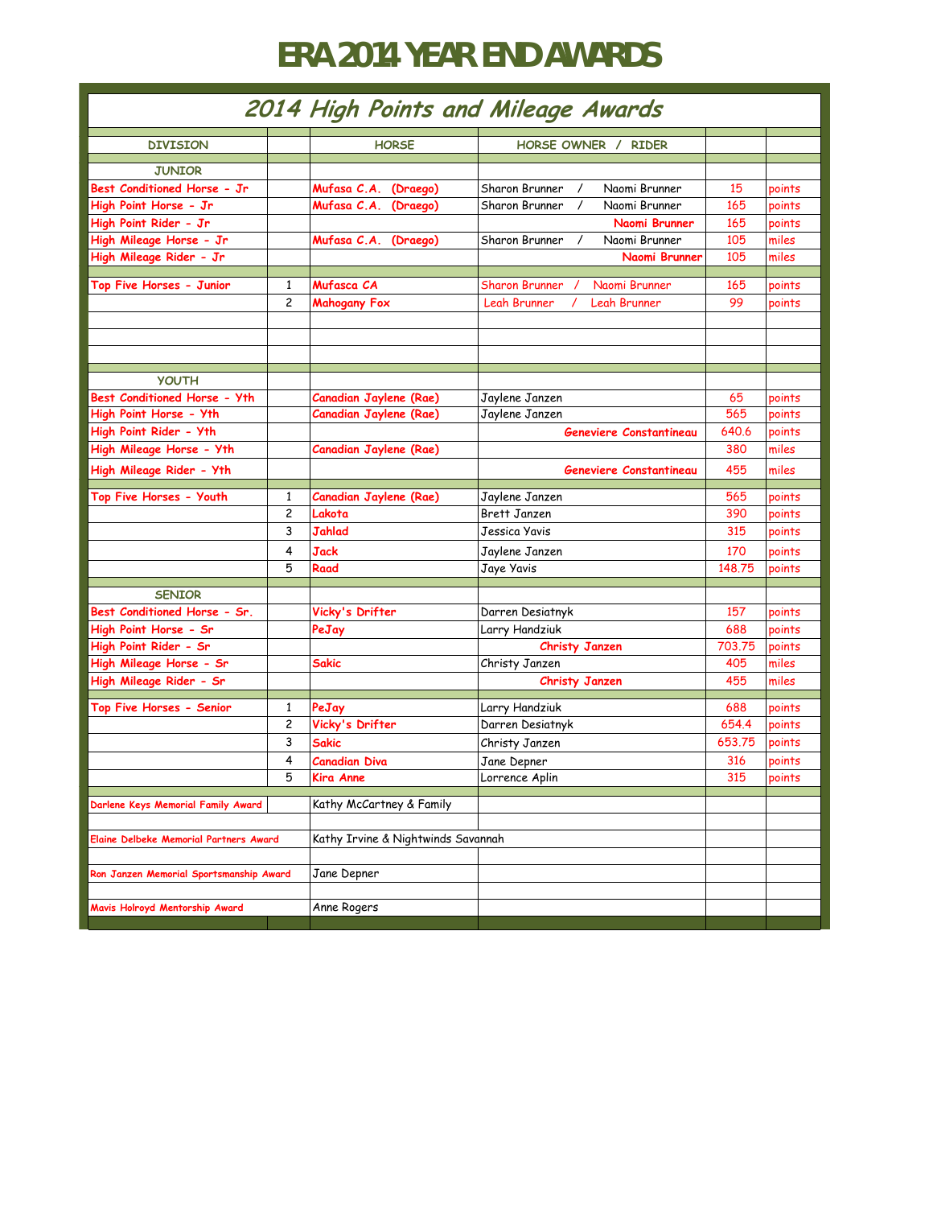# ERA 2014 YEAR END AWARDS

## 2014 High Points and Mileage Awards

| DIVISION | | HORSE | HORSE OWNER / RIDER | | |
|---|---|---|---|---|---|
| **JUNIOR** | | | | | |
| Best Conditioned Horse - Jr | | Mufasa C.A. (Drago) | Sharon Brunner / Naomi Brunner | 15 | points |
| High Point Horse - Jr | | Mufasa C.A. (Drago) | Sharon Brunner / Naomi Brunner | 165 | points |
| High Point Rider - Jr | | | Naomi Brunner | 165 | points |
| High Mileage Horse - Jr | | Mufasa C.A. (Drago) | Sharon Brunner / Naomi Brunner | 105 | miles |
| High Mileage Rider - Jr | | | Naomi Brunner | 105 | miles |
| Top Five Horses - Junior | 1 | Mufasca CA | Sharon Brunner / Naomi Brunner | 165 | points |
| | 2 | Mahogany Fox | Leah Brunner / Leah Brunner | 99 | points |
| **YOUTH** | | | | | |
| Best Conditioned Horse - Yth | | Canadian Jaylene (Rae) | Jaylene Janzen | 65 | points |
| High Point Horse - Yth | | Canadian Jaylene (Rae) | Jaylene Janzen | 565 | points |
| High Point Rider - Yth | | | Geneviere Constantineau | 640.6 | points |
| High Mileage Horse - Yth | | Canadian Jaylene (Rae) | | 380 | miles |
| High Mileage Rider - Yth | | | Geneviere Constantineau | 455 | miles |
| Top Five Horses - Youth | 1 | Canadian Jaylene (Rae) | Jaylene Janzen | 565 | points |
| | 2 | Lakota | Brett Janzen | 390 | points |
| | 3 | Jahlad | Jessica Yavis | 315 | points |
| | 4 | Jack | Jaylene Janzen | 170 | points |
| | 5 | Raad | Jaye Yavis | 148.75 | points |
| **SENIOR** | | | | | |
| Best Conditioned Horse - Sr. | | Vicky's Drifter | Darren Desiatnyk | 157 | points |
| High Point Horse - Sr | | PeJay | Larry Handziuk | 688 | points |
| High Point Rider - Sr | | | Christy Janzen | 703.75 | points |
| High Mileage Horse - Sr | | Sakic | Christy Janzen | 405 | miles |
| High Mileage Rider - Sr | | | Christy Janzen | 455 | miles |
| Top Five Horses - Senior | 1 | PeJay | Larry Handziuk | 688 | points |
| | 2 | Vicky's Drifter | Darren Desiatnyk | 654.4 | points |
| | 3 | Sakic | Christy Janzen | 653.75 | points |
| | 4 | Canadian Diva | Jane Depner | 316 | points |
| | 5 | Kira Anne | Lorrence Aplin | 315 | points |
| Darlene Keys Memorial Family Award | | Kathy McCartney & Family | | | |
| Elaine Delbeke Memorial Partners Award | | Kathy Irvine & Nightwinds Savannah | | | |
| Ron Janzen Memorial Sportsmanship Award | | Jane Depner | | | |
| Mavis Holroyd Mentorship Award | | Anne Rogers | | | |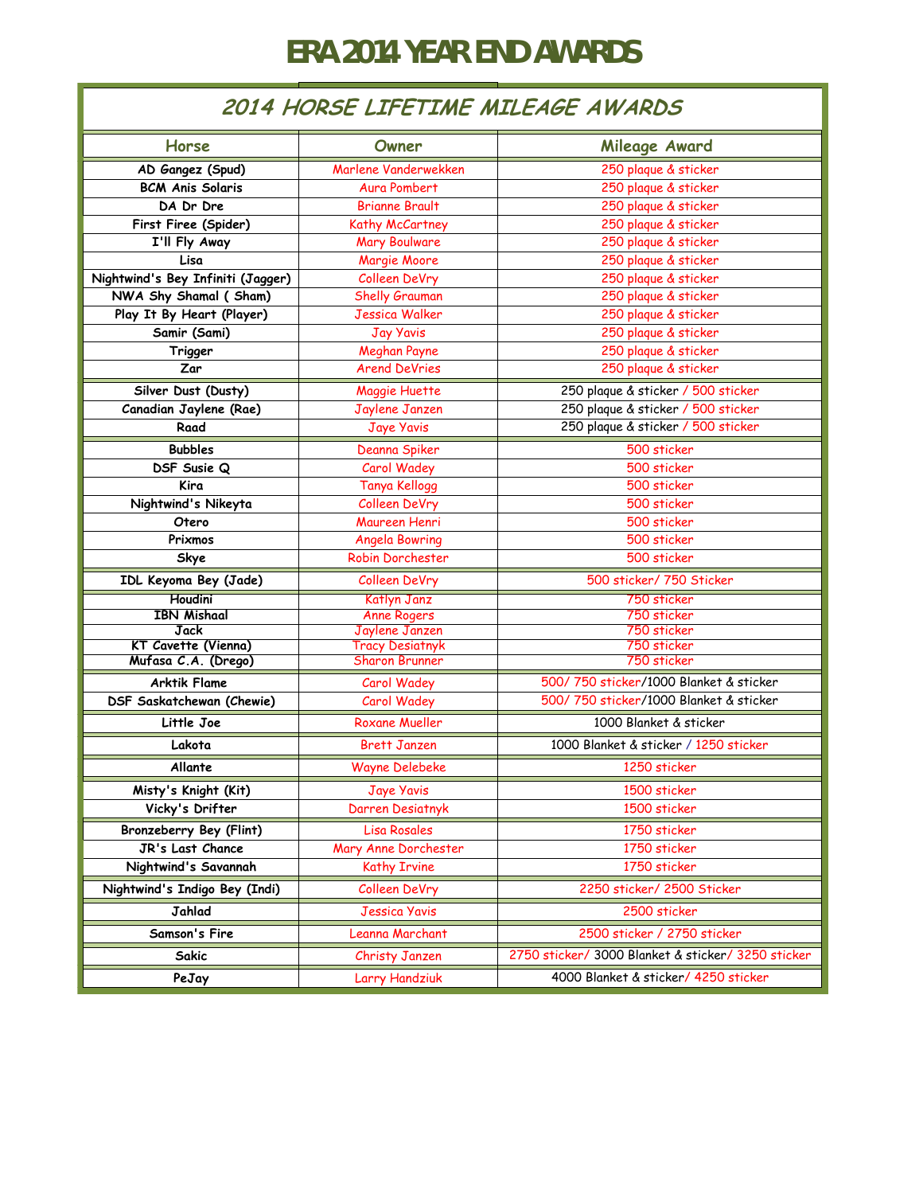# ERA 2014 YEAR END AWARDS

## 2014 HORSE LIFETIME MILEAGE AWARDS

| Horse | Owner | Mileage Award |
|---|---|---|
| AD Gangez (Spud) | Marlene Vanderwekken | 250 plaque & sticker |
| BCM Anis Solaris | Aura Pombert | 250 plaque & sticker |
| DA Dr Dre | Brianne Brault | 250 plaque & sticker |
| First Firee (Spider) | Kathy McCartney | 250 plaque & sticker |
| I'll Fly Away | Mary Boulware | 250 plaque & sticker |
| Lisa | Margie Moore | 250 plaque & sticker |
| Nightwind's Bey Infiniti (Jagger) | Colleen DeVry | 250 plaque & sticker |
| NWA Shy Shamal ( Sham) | Shelly Grauman | 250 plaque & sticker |
| Play It By Heart (Player) | Jessica Walker | 250 plaque & sticker |
| Samir (Sami) | Jay Yavis | 250 plaque & sticker |
| Trigger | Meghan Payne | 250 plaque & sticker |
| Zar | Arend DeVries | 250 plaque & sticker |
| Silver Dust (Dusty) | Maggie Huette | 250 plaque & sticker / 500 sticker |
| Canadian Jaylene (Rae) | Jaylene Janzen | 250 plaque & sticker / 500 sticker |
| Raad | Jaye Yavis | 250 plaque & sticker / 500 sticker |
| Bubbles | Deanna Spiker | 500 sticker |
| DSF Susie Q | Carol Wadey | 500 sticker |
| Kira | Tanya Kellogg | 500 sticker |
| Nightwind's Nikeyta | Colleen DeVry | 500 sticker |
| Otero | Maureen Henri | 500 sticker |
| Prixmos | Angela Bowring | 500 sticker |
| Skye | Robin Dorchester | 500 sticker |
| IDL Keyoma Bey (Jade) | Colleen DeVry | 500 sticker/ 750 Sticker |
| Houdini | Katlyn Janz | 750 sticker |
| IBN Mishaal | Anne Rogers | 750 sticker |
| Jack | Jaylene Janzen | 750 sticker |
| KT Cavette (Vienna) | Tracy Desiatnyk | 750 sticker |
| Mufasa C.A. (Drego) | Sharon Brunner | 750 sticker |
| Arktik Flame | Carol Wadey | 500/ 750 sticker/1000 Blanket & sticker |
| DSF Saskatchewan (Chewie) | Carol Wadey | 500/ 750 sticker/1000 Blanket & sticker |
| Little Joe | Roxane Mueller | 1000 Blanket & sticker |
| Lakota | Brett Janzen | 1000 Blanket & sticker / 1250 sticker |
| Allante | Wayne Delebeke | 1250 sticker |
| Misty's Knight (Kit) | Jaye Yavis | 1500 sticker |
| Vicky's Drifter | Darren Desiatnyk | 1500 sticker |
| Bronzeberry Bey (Flint) | Lisa Rosales | 1750 sticker |
| JR's Last Chance | Mary Anne Dorchester | 1750 sticker |
| Nightwind's Savannah | Kathy Irvine | 1750 sticker |
| Nightwind's Indigo Bey (Indi) | Colleen DeVry | 2250 sticker/ 2500 Sticker |
| Jahlad | Jessica Yavis | 2500 sticker |
| Samson's Fire | Leanna Marchant | 2500 sticker / 2750 sticker |
| Sakic | Christy Janzen | 2750 sticker/ 3000 Blanket & sticker/ 3250 sticker |
| PeJay | Larry Handziuk | 4000 Blanket & sticker/ 4250 sticker |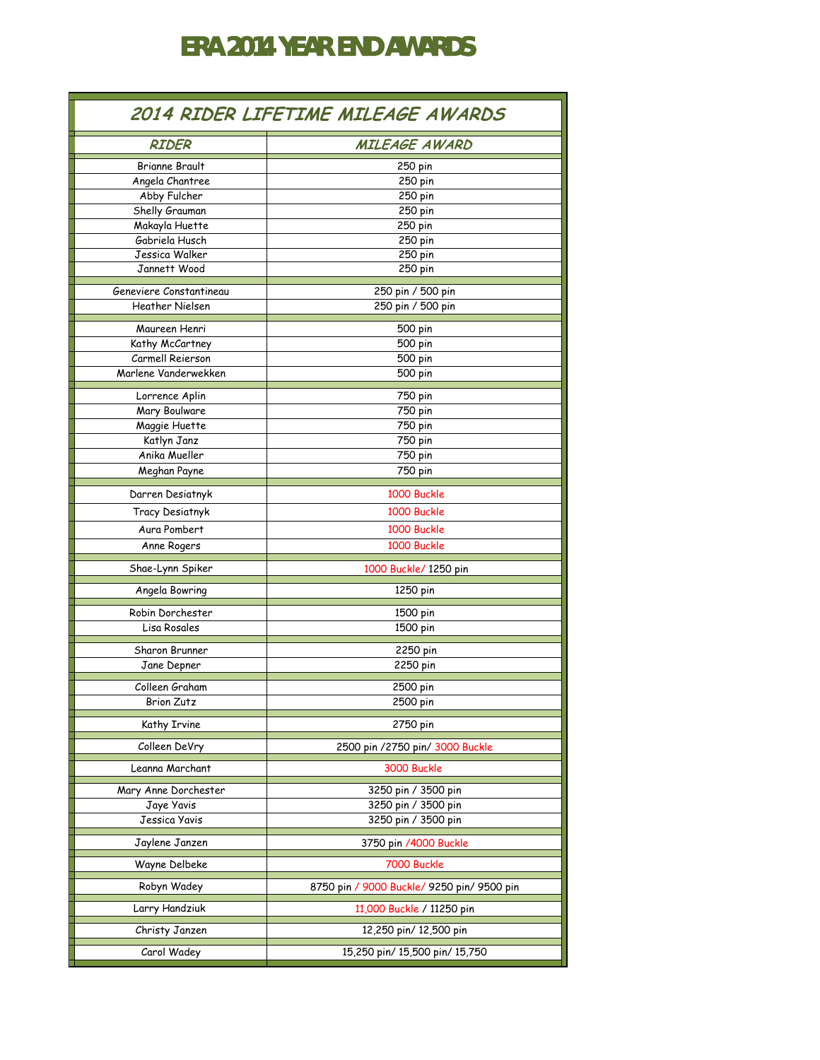# ERA 2014 YEAR END AWARDS

## 2014 RIDER LIFETIME MILEAGE AWARDS

| RIDER | MILEAGE AWARD |
|---|---|
| Brianne Brault | 250 pin |
| Angela Chantree | 250 pin |
| Abby Fulcher | 250 pin |
| Shelly Grauman | 250 pin |
| Makayla Huette | 250 pin |
| Gabriela Husch | 250 pin |
| Jessica Walker | 250 pin |
| Jannett Wood | 250 pin |
| Geneviere Constantineau | 250 pin / 500 pin |
| Heather Nielsen | 250 pin / 500 pin |
| Maureen Henri | 500 pin |
| Kathy McCartney | 500 pin |
| Carmell Reierson | 500 pin |
| Marlene Vanderwekken | 500 pin |
| Lorrence Aplin | 750 pin |
| Mary Boulware | 750 pin |
| Maggie Huette | 750 pin |
| Katlyn Janz | 750 pin |
| Anika Mueller | 750 pin |
| Meghan Payne | 750 pin |
| Darren Desiatnyk | 1000 Buckle |
| Tracy Desiatnyk | 1000 Buckle |
| Aura Pombert | 1000 Buckle |
| Anne Rogers | 1000 Buckle |
| Shae-Lynn Spiker | 1000 Buckle/ 1250 pin |
| Angela Bowring | 1250 pin |
| Robin Dorchester | 1500 pin |
| Lisa Rosales | 1500 pin |
| Sharon Brunner | 2250 pin |
| Jane Depner | 2250 pin |
| Colleen Graham | 2500 pin |
| Brion Zutz | 2500 pin |
| Kathy Irvine | 2750 pin |
| Colleen DeVry | 2500 pin /2750 pin/ 3000 Buckle |
| Leanna Marchant | 3000 Buckle |
| Mary Anne Dorchester | 3250 pin / 3500 pin |
| Jaye Yavis | 3250 pin / 3500 pin |
| Jessica Yavis | 3250 pin / 3500 pin |
| Jaylene Janzen | 3750 pin /4000 Buckle |
| Wayne Delbeke | 7000 Buckle |
| Robyn Wadey | 8750 pin / 9000 Buckle/ 9250 pin/ 9500 pin |
| Larry Handziuk | 11,000 Buckle / 11250 pin |
| Christy Janzen | 12,250 pin/ 12,500 pin |
| Carol Wadey | 15,250 pin/ 15,500 pin/ 15,750 |